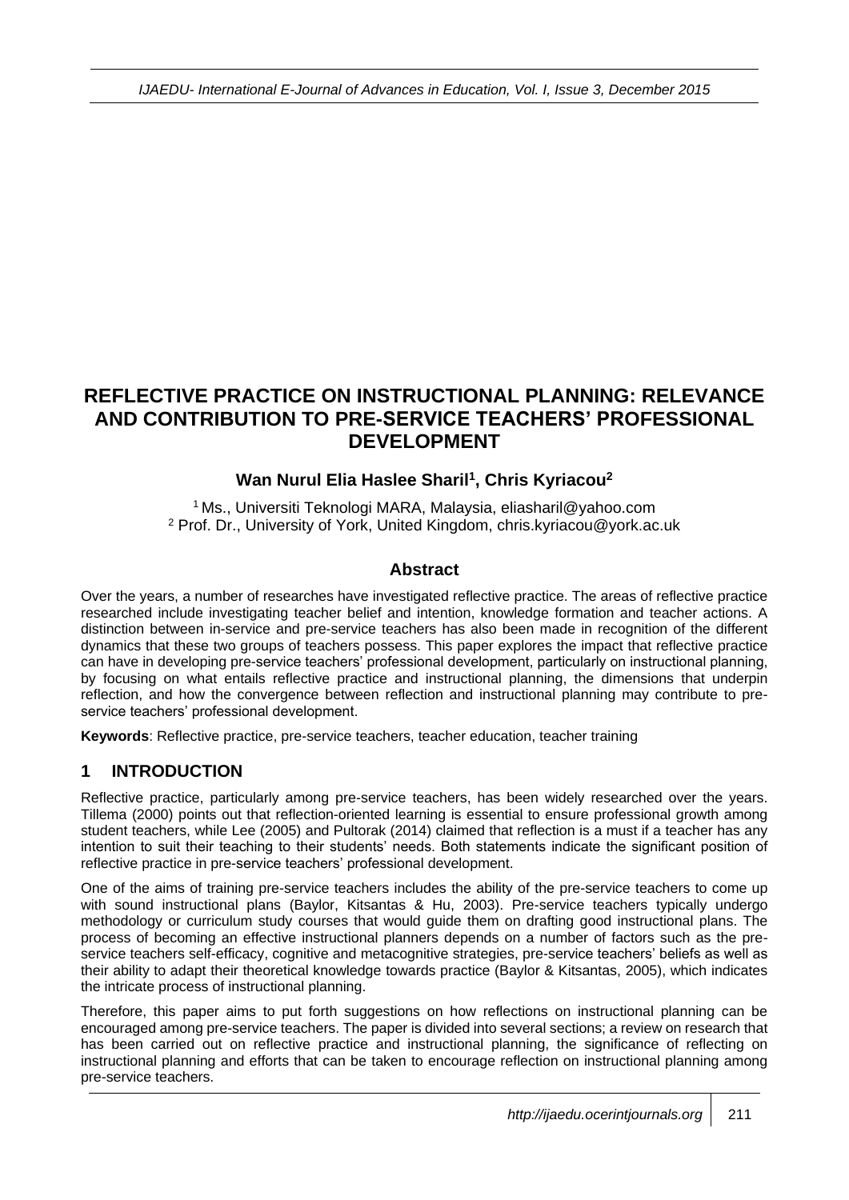# REFLECTIVE PRACTICE ON INSTRUCTIONAL PLANNING: RELEVANCE AND CONTRIBUTION TO PRE-SERVICE TEACHERS' PROFESSIONAL DEVELOPMENT

**Wan Nurul Elia Haslee Sharil[1], Chris Kyriacou[2]**

[1] Ms., Universiti Teknologi MARA, Malaysia, eliasharil@yahoo.com
[2] Prof. Dr., University of York, United Kingdom, chris.kyriacou@york.ac.uk

## Abstract

Over the years, a number of researches have investigated reflective practice. The areas of reflective practice researched include investigating teacher belief and intention, knowledge formation and teacher actions. A distinction between in-service and pre-service teachers has also been made in recognition of the different dynamics that these two groups of teachers possess. This paper explores the impact that reflective practice can have in developing pre-service teachers' professional development, particularly on instructional planning, by focusing on what entails reflective practice and instructional planning, the dimensions that underpin reflection, and how the convergence between reflection and instructional planning may contribute to pre-service teachers' professional development.

**Keywords**: Reflective practice, pre-service teachers, teacher education, teacher training

## 1 INTRODUCTION

Reflective practice, particularly among pre-service teachers, has been widely researched over the years. Tillema (2000) points out that reflection-oriented learning is essential to ensure professional growth among student teachers, while Lee (2005) and Pultorak (2014) claimed that reflection is a must if a teacher has any intention to suit their teaching to their students' needs. Both statements indicate the significant position of reflective practice in pre-service teachers' professional development.

One of the aims of training pre-service teachers includes the ability of the pre-service teachers to come up with sound instructional plans (Baylor, Kitsantas & Hu, 2003). Pre-service teachers typically undergo methodology or curriculum study courses that would guide them on drafting good instructional plans. The process of becoming an effective instructional planners depends on a number of factors such as the pre-service teachers self-efficacy, cognitive and metacognitive strategies, pre-service teachers' beliefs as well as their ability to adapt their theoretical knowledge towards practice (Baylor & Kitsantas, 2005), which indicates the intricate process of instructional planning.

Therefore, this paper aims to put forth suggestions on how reflections on instructional planning can be encouraged among pre-service teachers. The paper is divided into several sections; a review on research that has been carried out on reflective practice and instructional planning, the significance of reflecting on instructional planning and efforts that can be taken to encourage reflection on instructional planning among pre-service teachers.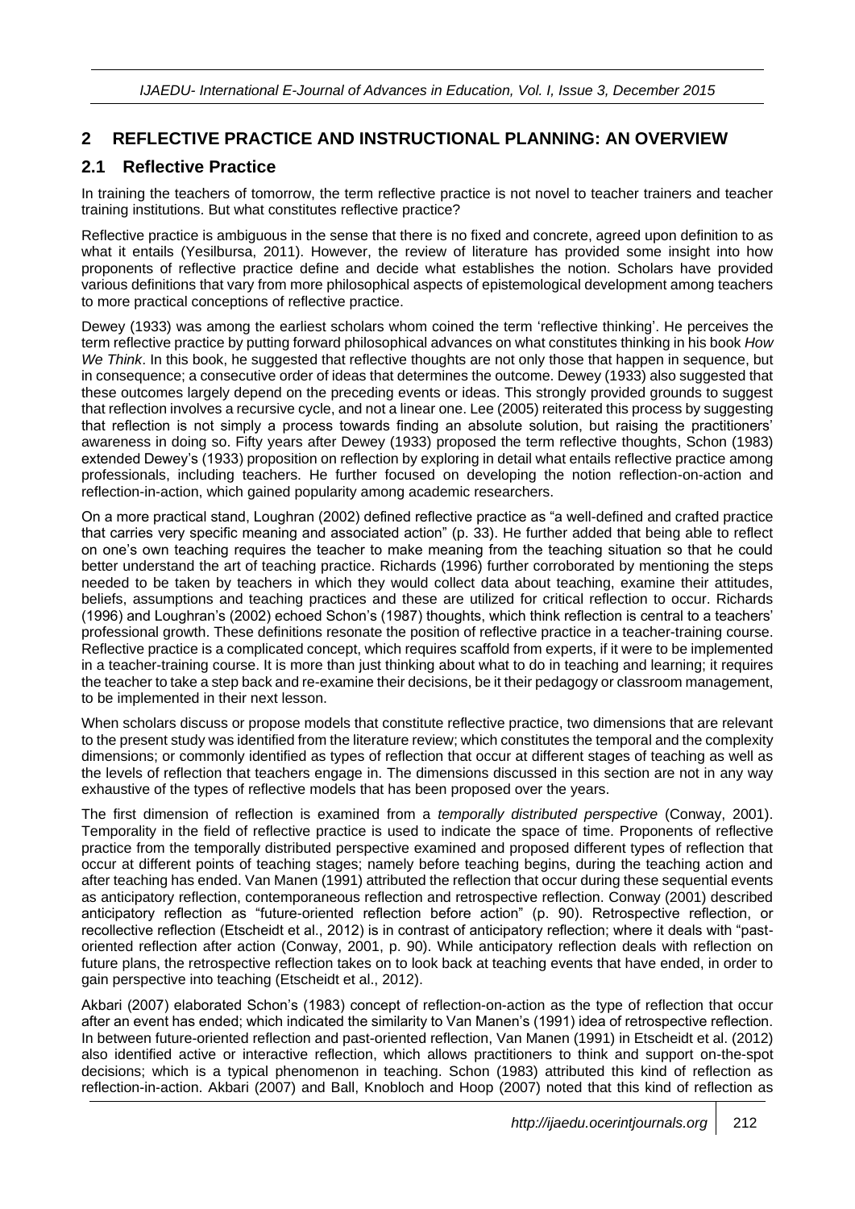## 2 REFLECTIVE PRACTICE AND INSTRUCTIONAL PLANNING: AN OVERVIEW

### 2.1 Reflective Practice

In training the teachers of tomorrow, the term reflective practice is not novel to teacher trainers and teacher training institutions. But what constitutes reflective practice?

Reflective practice is ambiguous in the sense that there is no fixed and concrete, agreed upon definition to as what it entails (Yesilbursa, 2011). However, the review of literature has provided some insight into how proponents of reflective practice define and decide what establishes the notion. Scholars have provided various definitions that vary from more philosophical aspects of epistemological development among teachers to more practical conceptions of reflective practice.

Dewey (1933) was among the earliest scholars whom coined the term 'reflective thinking'. He perceives the term reflective practice by putting forward philosophical advances on what constitutes thinking in his book *How We Think*. In this book, he suggested that reflective thoughts are not only those that happen in sequence, but in consequence; a consecutive order of ideas that determines the outcome. Dewey (1933) also suggested that these outcomes largely depend on the preceding events or ideas. This strongly provided grounds to suggest that reflection involves a recursive cycle, and not a linear one. Lee (2005) reiterated this process by suggesting that reflection is not simply a process towards finding an absolute solution, but raising the practitioners' awareness in doing so. Fifty years after Dewey (1933) proposed the term reflective thoughts, Schon (1983) extended Dewey's (1933) proposition on reflection by exploring in detail what entails reflective practice among professionals, including teachers. He further focused on developing the notion reflection-on-action and reflection-in-action, which gained popularity among academic researchers.

On a more practical stand, Loughran (2002) defined reflective practice as "a well-defined and crafted practice that carries very specific meaning and associated action" (p. 33). He further added that being able to reflect on one's own teaching requires the teacher to make meaning from the teaching situation so that he could better understand the art of teaching practice. Richards (1996) further corroborated by mentioning the steps needed to be taken by teachers in which they would collect data about teaching, examine their attitudes, beliefs, assumptions and teaching practices and these are utilized for critical reflection to occur. Richards (1996) and Loughran's (2002) echoed Schon's (1987) thoughts, which think reflection is central to a teachers' professional growth. These definitions resonate the position of reflective practice in a teacher-training course. Reflective practice is a complicated concept, which requires scaffold from experts, if it were to be implemented in a teacher-training course. It is more than just thinking about what to do in teaching and learning; it requires the teacher to take a step back and re-examine their decisions, be it their pedagogy or classroom management, to be implemented in their next lesson.

When scholars discuss or propose models that constitute reflective practice, two dimensions that are relevant to the present study was identified from the literature review; which constitutes the temporal and the complexity dimensions; or commonly identified as types of reflection that occur at different stages of teaching as well as the levels of reflection that teachers engage in. The dimensions discussed in this section are not in any way exhaustive of the types of reflective models that has been proposed over the years.

The first dimension of reflection is examined from a *temporally distributed perspective* (Conway, 2001). Temporality in the field of reflective practice is used to indicate the space of time. Proponents of reflective practice from the temporally distributed perspective examined and proposed different types of reflection that occur at different points of teaching stages; namely before teaching begins, during the teaching action and after teaching has ended. Van Manen (1991) attributed the reflection that occur during these sequential events as anticipatory reflection, contemporaneous reflection and retrospective reflection. Conway (2001) described anticipatory reflection as "future-oriented reflection before action" (p. 90). Retrospective reflection, or recollective reflection (Etscheidt et al., 2012) is in contrast of anticipatory reflection; where it deals with "past-oriented reflection after action (Conway, 2001, p. 90). While anticipatory reflection deals with reflection on future plans, the retrospective reflection takes on to look back at teaching events that have ended, in order to gain perspective into teaching (Etscheidt et al., 2012).

Akbari (2007) elaborated Schon's (1983) concept of reflection-on-action as the type of reflection that occur after an event has ended; which indicated the similarity to Van Manen's (1991) idea of retrospective reflection. In between future-oriented reflection and past-oriented reflection, Van Manen (1991) in Etscheidt et al. (2012) also identified active or interactive reflection, which allows practitioners to think and support on-the-spot decisions; which is a typical phenomenon in teaching. Schon (1983) attributed this kind of reflection as reflection-in-action. Akbari (2007) and Ball, Knobloch and Hoop (2007) noted that this kind of reflection as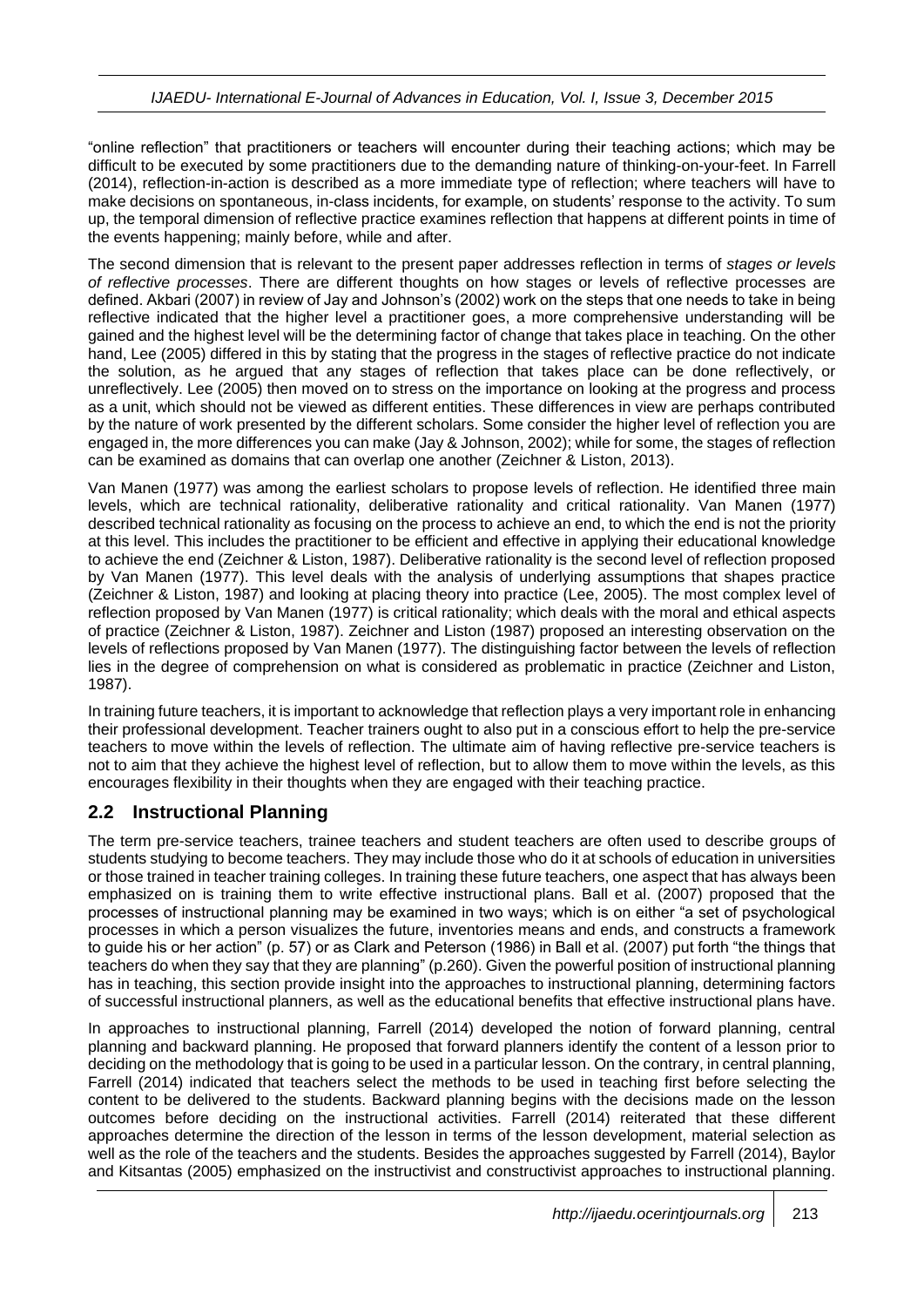"online reflection" that practitioners or teachers will encounter during their teaching actions; which may be difficult to be executed by some practitioners due to the demanding nature of thinking-on-your-feet. In Farrell (2014), reflection-in-action is described as a more immediate type of reflection; where teachers will have to make decisions on spontaneous, in-class incidents, for example, on students' response to the activity. To sum up, the temporal dimension of reflective practice examines reflection that happens at different points in time of the events happening; mainly before, while and after.

The second dimension that is relevant to the present paper addresses reflection in terms of *stages or levels of reflective processes*. There are different thoughts on how stages or levels of reflective processes are defined. Akbari (2007) in review of Jay and Johnson's (2002) work on the steps that one needs to take in being reflective indicated that the higher level a practitioner goes, a more comprehensive understanding will be gained and the highest level will be the determining factor of change that takes place in teaching. On the other hand, Lee (2005) differed in this by stating that the progress in the stages of reflective practice do not indicate the solution, as he argued that any stages of reflection that takes place can be done reflectively, or unreflectively. Lee (2005) then moved on to stress on the importance on looking at the progress and process as a unit, which should not be viewed as different entities. These differences in view are perhaps contributed by the nature of work presented by the different scholars. Some consider the higher level of reflection you are engaged in, the more differences you can make (Jay & Johnson, 2002); while for some, the stages of reflection can be examined as domains that can overlap one another (Zeichner & Liston, 2013).

Van Manen (1977) was among the earliest scholars to propose levels of reflection. He identified three main levels, which are technical rationality, deliberative rationality and critical rationality. Van Manen (1977) described technical rationality as focusing on the process to achieve an end, to which the end is not the priority at this level. This includes the practitioner to be efficient and effective in applying their educational knowledge to achieve the end (Zeichner & Liston, 1987). Deliberative rationality is the second level of reflection proposed by Van Manen (1977). This level deals with the analysis of underlying assumptions that shapes practice (Zeichner & Liston, 1987) and looking at placing theory into practice (Lee, 2005). The most complex level of reflection proposed by Van Manen (1977) is critical rationality; which deals with the moral and ethical aspects of practice (Zeichner & Liston, 1987). Zeichner and Liston (1987) proposed an interesting observation on the levels of reflections proposed by Van Manen (1977). The distinguishing factor between the levels of reflection lies in the degree of comprehension on what is considered as problematic in practice (Zeichner and Liston, 1987).

In training future teachers, it is important to acknowledge that reflection plays a very important role in enhancing their professional development. Teacher trainers ought to also put in a conscious effort to help the pre-service teachers to move within the levels of reflection. The ultimate aim of having reflective pre-service teachers is not to aim that they achieve the highest level of reflection, but to allow them to move within the levels, as this encourages flexibility in their thoughts when they are engaged with their teaching practice.

## 2.2 Instructional Planning

The term pre-service teachers, trainee teachers and student teachers are often used to describe groups of students studying to become teachers. They may include those who do it at schools of education in universities or those trained in teacher training colleges. In training these future teachers, one aspect that has always been emphasized on is training them to write effective instructional plans. Ball et al. (2007) proposed that the processes of instructional planning may be examined in two ways; which is on either "a set of psychological processes in which a person visualizes the future, inventories means and ends, and constructs a framework to guide his or her action" (p. 57) or as Clark and Peterson (1986) in Ball et al. (2007) put forth "the things that teachers do when they say that they are planning" (p.260). Given the powerful position of instructional planning has in teaching, this section provide insight into the approaches to instructional planning, determining factors of successful instructional planners, as well as the educational benefits that effective instructional plans have.

In approaches to instructional planning, Farrell (2014) developed the notion of forward planning, central planning and backward planning. He proposed that forward planners identify the content of a lesson prior to deciding on the methodology that is going to be used in a particular lesson. On the contrary, in central planning, Farrell (2014) indicated that teachers select the methods to be used in teaching first before selecting the content to be delivered to the students. Backward planning begins with the decisions made on the lesson outcomes before deciding on the instructional activities. Farrell (2014) reiterated that these different approaches determine the direction of the lesson in terms of the lesson development, material selection as well as the role of the teachers and the students. Besides the approaches suggested by Farrell (2014), Baylor and Kitsantas (2005) emphasized on the instructivist and constructivist approaches to instructional planning.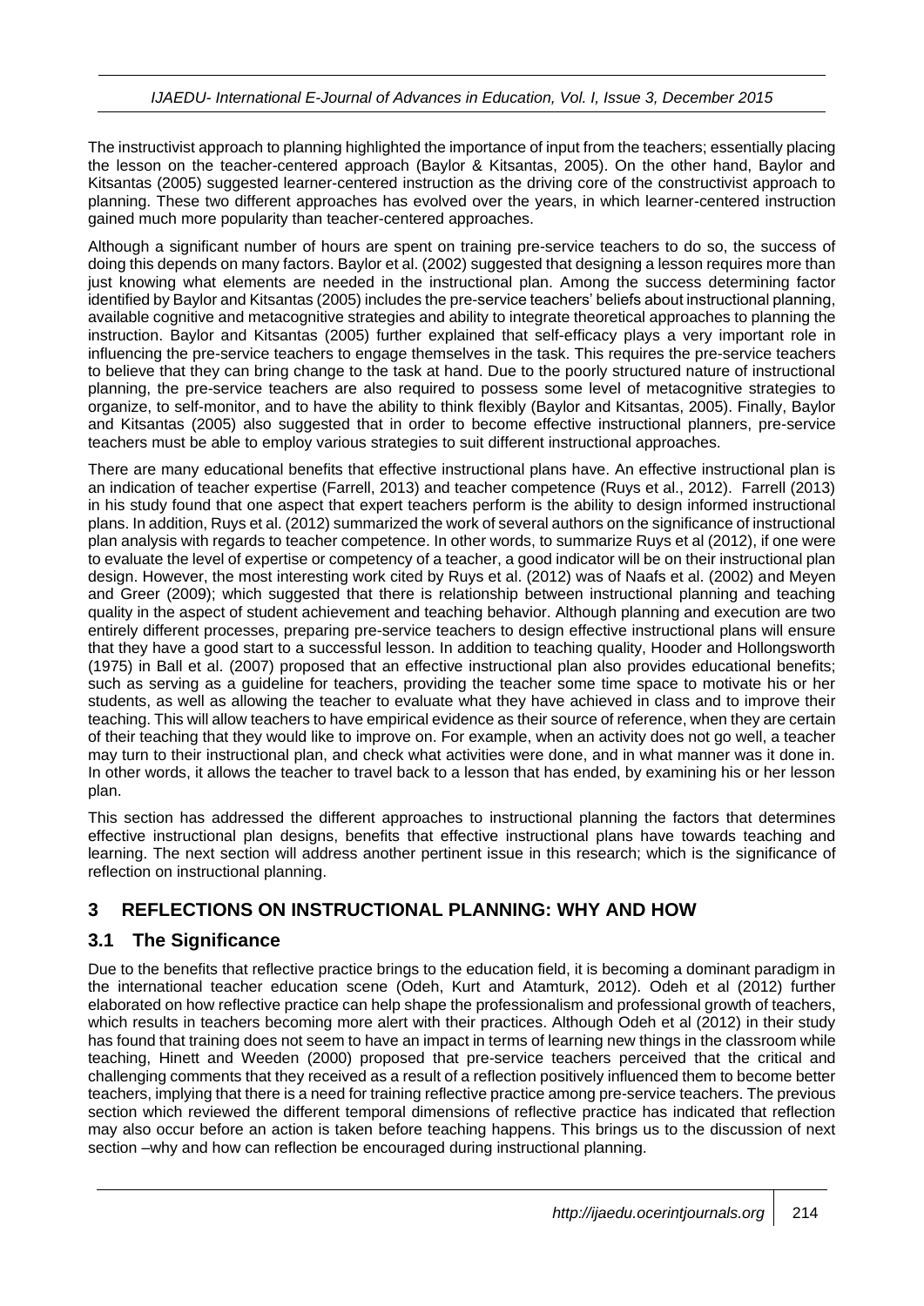The instructivist approach to planning highlighted the importance of input from the teachers; essentially placing the lesson on the teacher-centered approach (Baylor & Kitsantas, 2005). On the other hand, Baylor and Kitsantas (2005) suggested learner-centered instruction as the driving core of the constructivist approach to planning. These two different approaches has evolved over the years, in which learner-centered instruction gained much more popularity than teacher-centered approaches.

Although a significant number of hours are spent on training pre-service teachers to do so, the success of doing this depends on many factors. Baylor et al. (2002) suggested that designing a lesson requires more than just knowing what elements are needed in the instructional plan. Among the success determining factor identified by Baylor and Kitsantas (2005) includes the pre-service teachers' beliefs about instructional planning, available cognitive and metacognitive strategies and ability to integrate theoretical approaches to planning the instruction. Baylor and Kitsantas (2005) further explained that self-efficacy plays a very important role in influencing the pre-service teachers to engage themselves in the task. This requires the pre-service teachers to believe that they can bring change to the task at hand. Due to the poorly structured nature of instructional planning, the pre-service teachers are also required to possess some level of metacognitive strategies to organize, to self-monitor, and to have the ability to think flexibly (Baylor and Kitsantas, 2005). Finally, Baylor and Kitsantas (2005) also suggested that in order to become effective instructional planners, pre-service teachers must be able to employ various strategies to suit different instructional approaches.

There are many educational benefits that effective instructional plans have. An effective instructional plan is an indication of teacher expertise (Farrell, 2013) and teacher competence (Ruys et al., 2012). Farrell (2013) in his study found that one aspect that expert teachers perform is the ability to design informed instructional plans. In addition, Ruys et al. (2012) summarized the work of several authors on the significance of instructional plan analysis with regards to teacher competence. In other words, to summarize Ruys et al (2012), if one were to evaluate the level of expertise or competency of a teacher, a good indicator will be on their instructional plan design. However, the most interesting work cited by Ruys et al. (2012) was of Naafs et al. (2002) and Meyen and Greer (2009); which suggested that there is relationship between instructional planning and teaching quality in the aspect of student achievement and teaching behavior. Although planning and execution are two entirely different processes, preparing pre-service teachers to design effective instructional plans will ensure that they have a good start to a successful lesson. In addition to teaching quality, Hooder and Hollongsworth (1975) in Ball et al. (2007) proposed that an effective instructional plan also provides educational benefits; such as serving as a guideline for teachers, providing the teacher some time space to motivate his or her students, as well as allowing the teacher to evaluate what they have achieved in class and to improve their teaching. This will allow teachers to have empirical evidence as their source of reference, when they are certain of their teaching that they would like to improve on. For example, when an activity does not go well, a teacher may turn to their instructional plan, and check what activities were done, and in what manner was it done in. In other words, it allows the teacher to travel back to a lesson that has ended, by examining his or her lesson plan.

This section has addressed the different approaches to instructional planning the factors that determines effective instructional plan designs, benefits that effective instructional plans have towards teaching and learning. The next section will address another pertinent issue in this research; which is the significance of reflection on instructional planning.

## 3 REFLECTIONS ON INSTRUCTIONAL PLANNING: WHY AND HOW

### 3.1 The Significance

Due to the benefits that reflective practice brings to the education field, it is becoming a dominant paradigm in the international teacher education scene (Odeh, Kurt and Atamturk, 2012). Odeh et al (2012) further elaborated on how reflective practice can help shape the professionalism and professional growth of teachers, which results in teachers becoming more alert with their practices. Although Odeh et al (2012) in their study has found that training does not seem to have an impact in terms of learning new things in the classroom while teaching, Hinett and Weeden (2000) proposed that pre-service teachers perceived that the critical and challenging comments that they received as a result of a reflection positively influenced them to become better teachers, implying that there is a need for training reflective practice among pre-service teachers. The previous section which reviewed the different temporal dimensions of reflective practice has indicated that reflection may also occur before an action is taken before teaching happens. This brings us to the discussion of next section –why and how can reflection be encouraged during instructional planning.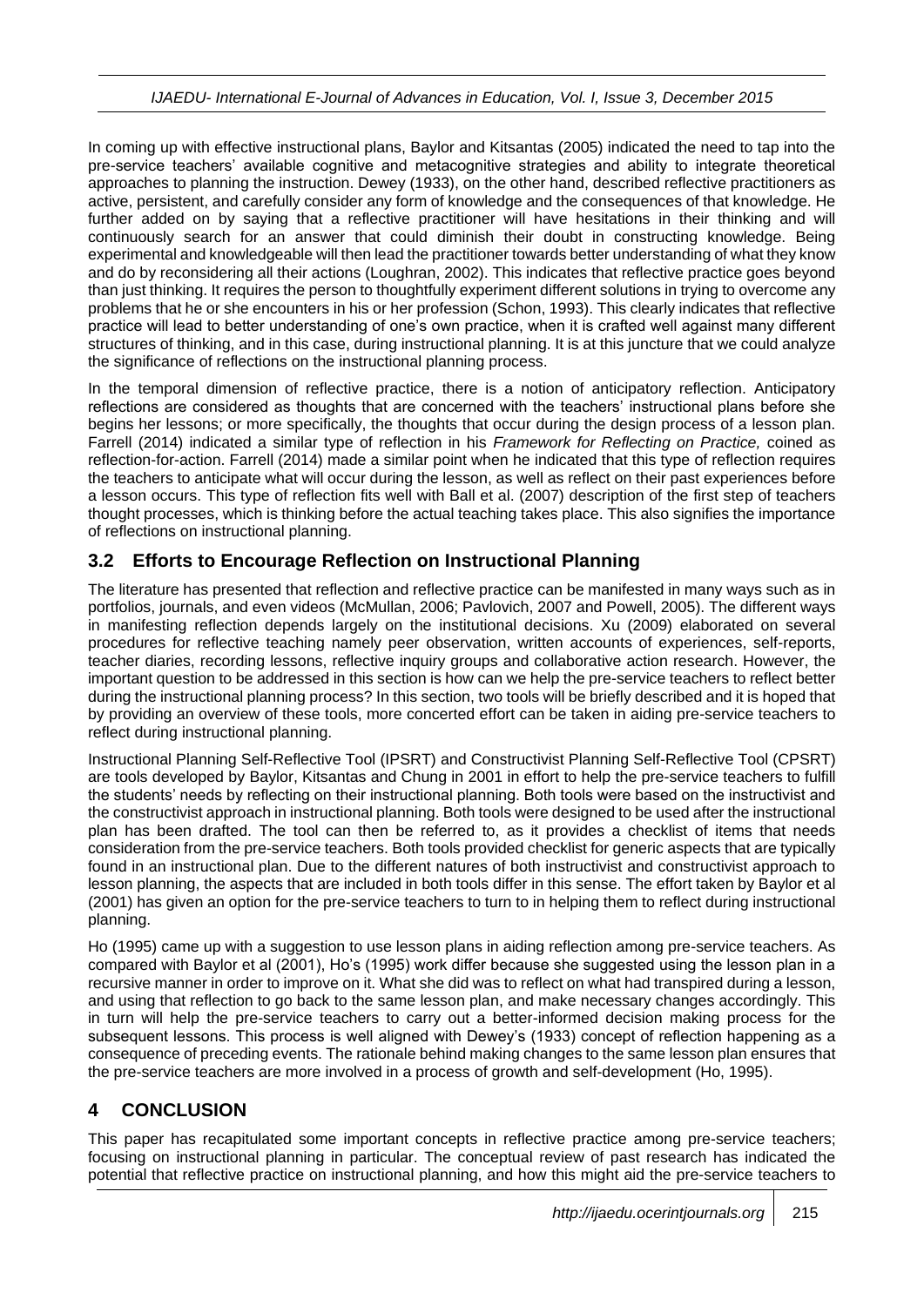In coming up with effective instructional plans, Baylor and Kitsantas (2005) indicated the need to tap into the pre-service teachers' available cognitive and metacognitive strategies and ability to integrate theoretical approaches to planning the instruction. Dewey (1933), on the other hand, described reflective practitioners as active, persistent, and carefully consider any form of knowledge and the consequences of that knowledge. He further added on by saying that a reflective practitioner will have hesitations in their thinking and will continuously search for an answer that could diminish their doubt in constructing knowledge. Being experimental and knowledgeable will then lead the practitioner towards better understanding of what they know and do by reconsidering all their actions (Loughran, 2002). This indicates that reflective practice goes beyond than just thinking. It requires the person to thoughtfully experiment different solutions in trying to overcome any problems that he or she encounters in his or her profession (Schon, 1993). This clearly indicates that reflective practice will lead to better understanding of one's own practice, when it is crafted well against many different structures of thinking, and in this case, during instructional planning. It is at this juncture that we could analyze the significance of reflections on the instructional planning process.

In the temporal dimension of reflective practice, there is a notion of anticipatory reflection. Anticipatory reflections are considered as thoughts that are concerned with the teachers' instructional plans before she begins her lessons; or more specifically, the thoughts that occur during the design process of a lesson plan. Farrell (2014) indicated a similar type of reflection in his *Framework for Reflecting on Practice,* coined as reflection-for-action. Farrell (2014) made a similar point when he indicated that this type of reflection requires the teachers to anticipate what will occur during the lesson, as well as reflect on their past experiences before a lesson occurs. This type of reflection fits well with Ball et al. (2007) description of the first step of teachers thought processes, which is thinking before the actual teaching takes place. This also signifies the importance of reflections on instructional planning.

## 3.2 Efforts to Encourage Reflection on Instructional Planning

The literature has presented that reflection and reflective practice can be manifested in many ways such as in portfolios, journals, and even videos (McMullan, 2006; Pavlovich, 2007 and Powell, 2005). The different ways in manifesting reflection depends largely on the institutional decisions. Xu (2009) elaborated on several procedures for reflective teaching namely peer observation, written accounts of experiences, self-reports, teacher diaries, recording lessons, reflective inquiry groups and collaborative action research. However, the important question to be addressed in this section is how can we help the pre-service teachers to reflect better during the instructional planning process? In this section, two tools will be briefly described and it is hoped that by providing an overview of these tools, more concerted effort can be taken in aiding pre-service teachers to reflect during instructional planning.

Instructional Planning Self-Reflective Tool (IPSRT) and Constructivist Planning Self-Reflective Tool (CPSRT) are tools developed by Baylor, Kitsantas and Chung in 2001 in effort to help the pre-service teachers to fulfill the students' needs by reflecting on their instructional planning. Both tools were based on the instructivist and the constructivist approach in instructional planning. Both tools were designed to be used after the instructional plan has been drafted. The tool can then be referred to, as it provides a checklist of items that needs consideration from the pre-service teachers. Both tools provided checklist for generic aspects that are typically found in an instructional plan. Due to the different natures of both instructivist and constructivist approach to lesson planning, the aspects that are included in both tools differ in this sense. The effort taken by Baylor et al (2001) has given an option for the pre-service teachers to turn to in helping them to reflect during instructional planning.

Ho (1995) came up with a suggestion to use lesson plans in aiding reflection among pre-service teachers. As compared with Baylor et al (2001), Ho's (1995) work differ because she suggested using the lesson plan in a recursive manner in order to improve on it. What she did was to reflect on what had transpired during a lesson, and using that reflection to go back to the same lesson plan, and make necessary changes accordingly. This in turn will help the pre-service teachers to carry out a better-informed decision making process for the subsequent lessons. This process is well aligned with Dewey's (1933) concept of reflection happening as a consequence of preceding events. The rationale behind making changes to the same lesson plan ensures that the pre-service teachers are more involved in a process of growth and self-development (Ho, 1995).

# 4 CONCLUSION

This paper has recapitulated some important concepts in reflective practice among pre-service teachers; focusing on instructional planning in particular. The conceptual review of past research has indicated the potential that reflective practice on instructional planning, and how this might aid the pre-service teachers to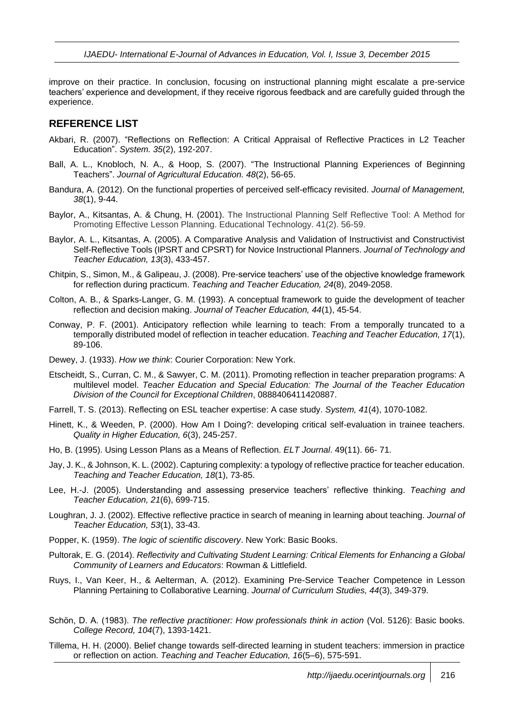improve on their practice. In conclusion, focusing on instructional planning might escalate a pre-service teachers' experience and development, if they receive rigorous feedback and are carefully guided through the experience.

## REFERENCE LIST

Akbari, R. (2007). "Reflections on Reflection: A Critical Appraisal of Reflective Practices in L2 Teacher Education". *System. 35*(2), 192-207.

Ball, A. L., Knobloch, N. A., & Hoop, S. (2007). "The Instructional Planning Experiences of Beginning Teachers". *Journal of Agricultural Education. 48*(2), 56-65.

Bandura, A. (2012). On the functional properties of perceived self-efficacy revisited. *Journal of Management, 38*(1), 9-44.

Baylor, A., Kitsantas, A. & Chung, H. (2001). The Instructional Planning Self Reflective Tool: A Method for Promoting Effective Lesson Planning. Educational Technology. 41(2). 56-59.

Baylor, A. L., Kitsantas, A. (2005). A Comparative Analysis and Validation of Instructivist and Constructivist Self-Reflective Tools (IPSRT and CPSRT) for Novice Instructional Planners. *Journal of Technology and Teacher Education, 13*(3), 433-457.

Chitpin, S., Simon, M., & Galipeau, J. (2008). Pre-service teachers' use of the objective knowledge framework for reflection during practicum. *Teaching and Teacher Education, 24*(8), 2049-2058.

Colton, A. B., & Sparks-Langer, G. M. (1993). A conceptual framework to guide the development of teacher reflection and decision making. *Journal of Teacher Education, 44*(1), 45-54.

Conway, P. F. (2001). Anticipatory reflection while learning to teach: From a temporally truncated to a temporally distributed model of reflection in teacher education. *Teaching and Teacher Education, 17*(1), 89-106.

Dewey, J. (1933). *How we think*: Courier Corporation: New York.

Etscheidt, S., Curran, C. M., & Sawyer, C. M. (2011). Promoting reflection in teacher preparation programs: A multilevel model. *Teacher Education and Special Education: The Journal of the Teacher Education Division of the Council for Exceptional Children*, 0888406411420887.

Farrell, T. S. (2013). Reflecting on ESL teacher expertise: A case study. *System, 41*(4), 1070-1082.

Hinett, K., & Weeden, P. (2000). How Am I Doing?: developing critical self-evaluation in trainee teachers. *Quality in Higher Education, 6*(3), 245-257.

Ho, B. (1995). Using Lesson Plans as a Means of Reflection. *ELT Journal*. 49(11). 66- 71.

Jay, J. K., & Johnson, K. L. (2002). Capturing complexity: a typology of reflective practice for teacher education. *Teaching and Teacher Education, 18*(1), 73-85.

Lee, H.-J. (2005). Understanding and assessing preservice teachers' reflective thinking. *Teaching and Teacher Education, 21*(6), 699-715.

Loughran, J. J. (2002). Effective reflective practice in search of meaning in learning about teaching. *Journal of Teacher Education, 53*(1), 33-43.

Popper, K. (1959). *The logic of scientific discovery*. New York: Basic Books.

Pultorak, E. G. (2014). *Reflectivity and Cultivating Student Learning: Critical Elements for Enhancing a Global Community of Learners and Educators*: Rowman & Littlefield.

Ruys, I., Van Keer, H., & Aelterman, A. (2012). Examining Pre-Service Teacher Competence in Lesson Planning Pertaining to Collaborative Learning. *Journal of Curriculum Studies, 44*(3), 349-379.

Schön, D. A. (1983). *The reflective practitioner: How professionals think in action* (Vol. 5126): Basic books. *College Record, 104*(7), 1393-1421.

Tillema, H. H. (2000). Belief change towards self-directed learning in student teachers: immersion in practice or reflection on action. *Teaching and Teacher Education, 16*(5–6), 575-591.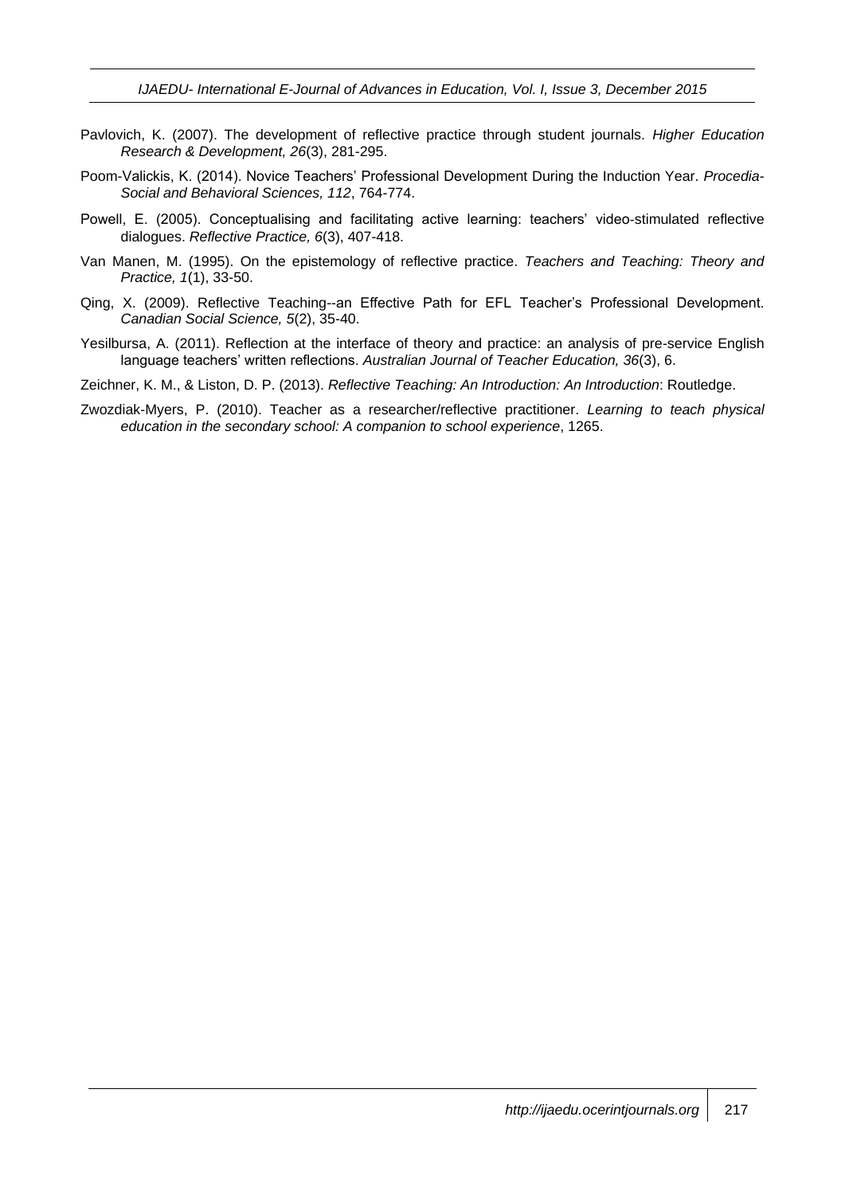Pavlovich, K. (2007). The development of reflective practice through student journals. *Higher Education Research & Development, 26*(3), 281-295.

Poom-Valickis, K. (2014). Novice Teachers' Professional Development During the Induction Year. *Procedia-Social and Behavioral Sciences, 112*, 764-774.

Powell, E. (2005). Conceptualising and facilitating active learning: teachers' video-stimulated reflective dialogues. *Reflective Practice, 6*(3), 407-418.

Van Manen, M. (1995). On the epistemology of reflective practice. *Teachers and Teaching: Theory and Practice, 1*(1), 33-50.

Qing, X. (2009). Reflective Teaching--an Effective Path for EFL Teacher's Professional Development. *Canadian Social Science, 5*(2), 35-40.

Yesilbursa, A. (2011). Reflection at the interface of theory and practice: an analysis of pre-service English language teachers' written reflections. *Australian Journal of Teacher Education, 36*(3), 6.

Zeichner, K. M., & Liston, D. P. (2013). *Reflective Teaching: An Introduction: An Introduction*: Routledge.

Zwozdiak-Myers, P. (2010). Teacher as a researcher/reflective practitioner. *Learning to teach physical education in the secondary school: A companion to school experience*, 1265.